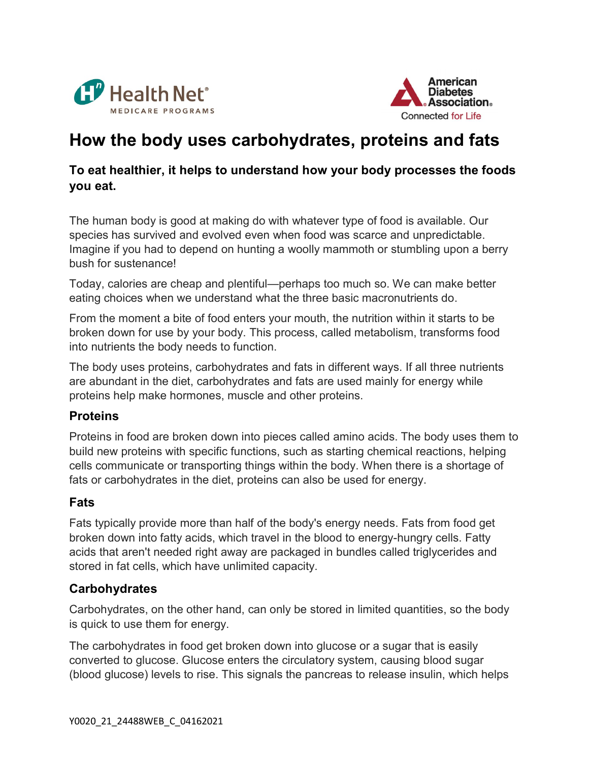# How the body uses carbohydrates, proteins and fats

**To eat healthier, it helps to understand how your body processes the foods you eat.**

The human body is good at making do with whatever type of food is available. Our species has survived and evolved even when food was scarce and unpredictable. Imagine if you had to depend on hunting a woolly mammoth or stumbling upon a berry bush for sustenance!

Today, calories are cheap and plentiful—perhaps too much so. We can make better eating choices when we understand what the three basic macronutrients do.

From the moment a bite of food enters your mouth, the nutrition within it starts to be broken down for use by your body. This process, called metabolism, transforms food into nutrients the body needs to function.

The body uses proteins, carbohydrates and fats in different ways. If all three nutrients are abundant in the diet, carbohydrates and fats are used mainly for energy while proteins help make hormones, muscle and other proteins.

### Proteins

Proteins in food are broken down into pieces called amino acids. The body uses them to build new proteins with specific functions, such as starting chemical reactions, helping cells communicate or transporting things within the body. When there is a shortage of fats or carbohydrates in the diet, proteins can also be used for energy.

### Fats

Fats typically provide more than half of the body's energy needs. Fats from food get broken down into fatty acids, which travel in the blood to energy-hungry cells. Fatty acids that aren't needed right away are packaged in bundles called triglycerides and stored in fat cells, which have unlimited capacity.

### Carbohydrates

Carbohydrates, on the other hand, can only be stored in limited quantities, so the body is quick to use them for energy.

The carbohydrates in food get broken down into glucose or a sugar that is easily converted to glucose. Glucose enters the circulatory system, causing blood sugar (blood glucose) levels to rise. This signals the pancreas to release insulin, which helps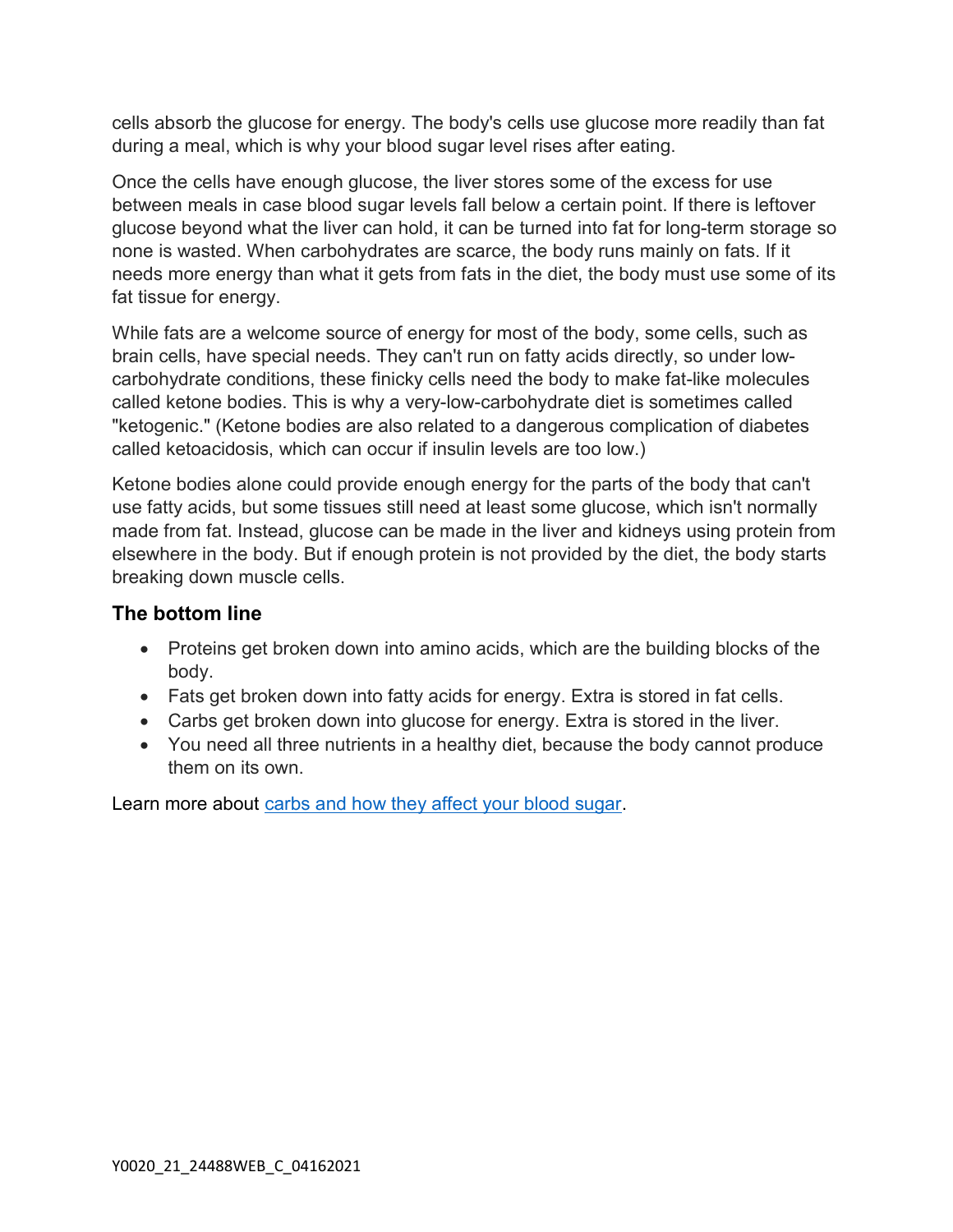cells absorb the glucose for energy. The body's cells use glucose more readily than fat during a meal, which is why your blood sugar level rises after eating.

Once the cells have enough glucose, the liver stores some of the excess for use between meals in case blood sugar levels fall below a certain point. If there is leftover glucose beyond what the liver can hold, it can be turned into fat for long-term storage so none is wasted. When carbohydrates are scarce, the body runs mainly on fats. If it needs more energy than what it gets from fats in the diet, the body must use some of its fat tissue for energy.

While fats are a welcome source of energy for most of the body, some cells, such as brain cells, have special needs. They can't run on fatty acids directly, so under low-carbohydrate conditions, these finicky cells need the body to make fat-like molecules called ketone bodies. This is why a very-low-carbohydrate diet is sometimes called "ketogenic." (Ketone bodies are also related to a dangerous complication of diabetes called ketoacidosis, which can occur if insulin levels are too low.)

Ketone bodies alone could provide enough energy for the parts of the body that can't use fatty acids, but some tissues still need at least some glucose, which isn't normally made from fat. Instead, glucose can be made in the liver and kidneys using protein from elsewhere in the body. But if enough protein is not provided by the diet, the body starts breaking down muscle cells.

### The bottom line

- Proteins get broken down into amino acids, which are the building blocks of the body.
- Fats get broken down into fatty acids for energy. Extra is stored in fat cells.
- Carbs get broken down into glucose for energy. Extra is stored in the liver.
- You need all three nutrients in a healthy diet, because the body cannot produce them on its own.

Learn more about carbs and how they affect your blood sugar.

Y0020_21_24488WEB_C_04162021